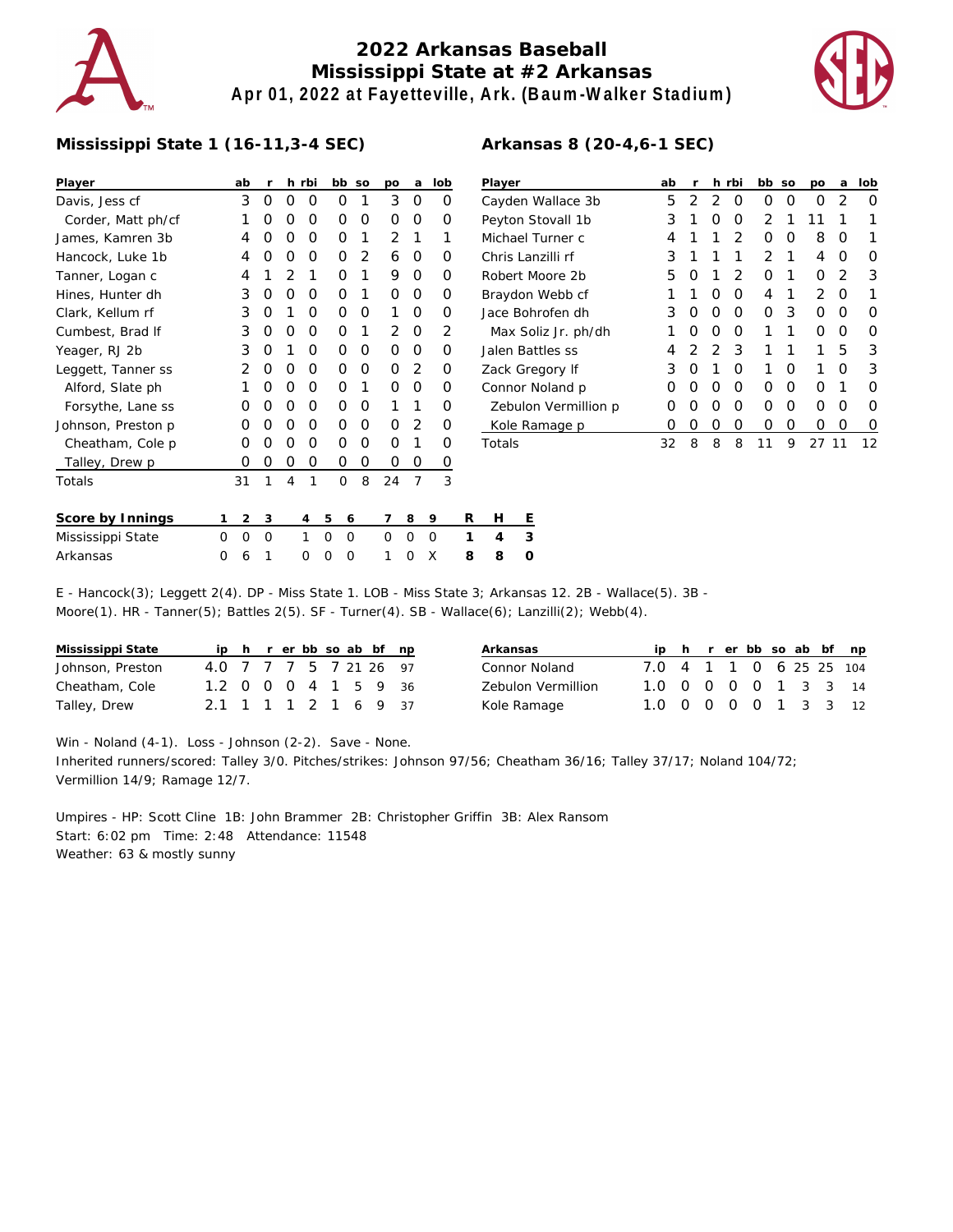# 2022 Arkansas Baseball
## Mississippi State at #2 Arkansas
### Apr 01, 2022 at Fayetteville, Ark. (Baum-Walker Stadium)

**Mississippi State 1 (16-11,3-4 SEC)**

| Player | ab | r | h | rbi | bb | so | po | a | lob |
|---|---|---|---|---|---|---|---|---|---|
| Davis, Jess cf | 3 | 0 | 0 | 0 | 0 | 1 | 3 | 0 | 0 |
| Corder, Matt ph/cf | 1 | 0 | 0 | 0 | 0 | 0 | 0 | 0 | 0 |
| James, Kamren 3b | 4 | 0 | 0 | 0 | 0 | 1 | 2 | 1 | 1 |
| Hancock, Luke 1b | 4 | 0 | 0 | 0 | 0 | 2 | 6 | 0 | 0 |
| Tanner, Logan c | 4 | 1 | 2 | 1 | 0 | 1 | 9 | 0 | 0 |
| Hines, Hunter dh | 3 | 0 | 0 | 0 | 0 | 1 | 0 | 0 | 0 |
| Clark, Kellum rf | 3 | 0 | 1 | 0 | 0 | 0 | 1 | 0 | 0 |
| Cumbest, Brad lf | 3 | 0 | 0 | 0 | 0 | 1 | 2 | 0 | 2 |
| Yeager, RJ 2b | 3 | 0 | 1 | 0 | 0 | 0 | 0 | 0 | 0 |
| Leggett, Tanner ss | 2 | 0 | 0 | 0 | 0 | 0 | 0 | 2 | 0 |
| Alford, Slate ph | 1 | 0 | 0 | 0 | 0 | 1 | 0 | 0 | 0 |
| Forsythe, Lane ss | 0 | 0 | 0 | 0 | 0 | 0 | 1 | 1 | 0 |
| Johnson, Preston p | 0 | 0 | 0 | 0 | 0 | 0 | 0 | 2 | 0 |
| Cheatham, Cole p | 0 | 0 | 0 | 0 | 0 | 0 | 0 | 1 | 0 |
| Talley, Drew p | 0 | 0 | 0 | 0 | 0 | 0 | 0 | 0 | 0 |
| Totals | 31 | 1 | 4 | 1 | 0 | 8 | 24 | 7 | 3 |

**Arkansas 8 (20-4,6-1 SEC)**

| Player | ab | r | h | rbi | bb | so | po | a | lob |
|---|---|---|---|---|---|---|---|---|---|
| Cayden Wallace 3b | 5 | 2 | 2 | 0 | 0 | 0 | 0 | 2 | 0 |
| Peyton Stovall 1b | 3 | 1 | 0 | 0 | 2 | 1 | 11 | 1 | 1 |
| Michael Turner c | 4 | 1 | 1 | 2 | 0 | 0 | 8 | 0 | 1 |
| Chris Lanzilli rf | 3 | 1 | 1 | 1 | 2 | 1 | 4 | 0 | 0 |
| Robert Moore 2b | 5 | 0 | 1 | 2 | 0 | 1 | 0 | 2 | 3 |
| Braydon Webb cf | 1 | 1 | 0 | 0 | 4 | 1 | 2 | 0 | 1 |
| Jace Bohrofen dh | 3 | 0 | 0 | 0 | 0 | 3 | 0 | 0 | 0 |
| Max Soliz Jr. ph/dh | 1 | 0 | 0 | 0 | 1 | 1 | 0 | 0 | 0 |
| Jalen Battles ss | 4 | 2 | 2 | 3 | 1 | 1 | 1 | 5 | 3 |
| Zack Gregory lf | 3 | 0 | 1 | 0 | 1 | 0 | 1 | 0 | 3 |
| Connor Noland p | 0 | 0 | 0 | 0 | 0 | 0 | 0 | 1 | 0 |
| Zebulon Vermillion p | 0 | 0 | 0 | 0 | 0 | 0 | 0 | 0 | 0 |
| Kole Ramage p | 0 | 0 | 0 | 0 | 0 | 0 | 0 | 0 | 0 |
| Totals | 32 | 8 | 8 | 8 | 11 | 9 | 27 | 11 | 12 |

| Score by Innings | 1 | 2 | 3 | 4 | 5 | 6 | 7 | 8 | 9 | R | H | E |
|---|---|---|---|---|---|---|---|---|---|---|---|---|
| Mississippi State | 0 | 0 | 0 | 1 | 0 | 0 | 0 | 0 | 0 | 1 | 4 | 3 |
| Arkansas | 0 | 6 | 1 | 0 | 0 | 0 | 1 | 0 | X | 8 | 8 | 0 |

E - Hancock(3); Leggett 2(4). DP - Miss State 1. LOB - Miss State 3; Arkansas 12. 2B - Wallace(5). 3B - Moore(1). HR - Tanner(5); Battles 2(5). SF - Turner(4). SB - Wallace(6); Lanzilli(2); Webb(4).

| Mississippi State | ip | h | r | er | bb | so | ab | bf | np |
|---|---|---|---|---|---|---|---|---|---|
| Johnson, Preston | 4.0 | 7 | 7 | 7 | 5 | 7 | 21 | 26 | 97 |
| Cheatham, Cole | 1.2 | 0 | 0 | 0 | 4 | 1 | 5 | 9 | 36 |
| Talley, Drew | 2.1 | 1 | 1 | 1 | 2 | 1 | 6 | 9 | 37 |

| Arkansas | ip | h | r | er | bb | so | ab | bf | np |
|---|---|---|---|---|---|---|---|---|---|
| Connor Noland | 7.0 | 4 | 1 | 1 | 0 | 6 | 25 | 25 | 104 |
| Zebulon Vermillion | 1.0 | 0 | 0 | 0 | 0 | 1 | 3 | 3 | 14 |
| Kole Ramage | 1.0 | 0 | 0 | 0 | 0 | 1 | 3 | 3 | 12 |

Win - Noland (4-1). Loss - Johnson (2-2). Save - None.
Inherited runners/scored: Talley 3/0. Pitches/strikes: Johnson 97/56; Cheatham 36/16; Talley 37/17; Noland 104/72; Vermillion 14/9; Ramage 12/7.

Umpires - HP: Scott Cline 1B: John Brammer 2B: Christopher Griffin 3B: Alex Ransom
Start: 6:02 pm Time: 2:48 Attendance: 11548
Weather: 63 & mostly sunny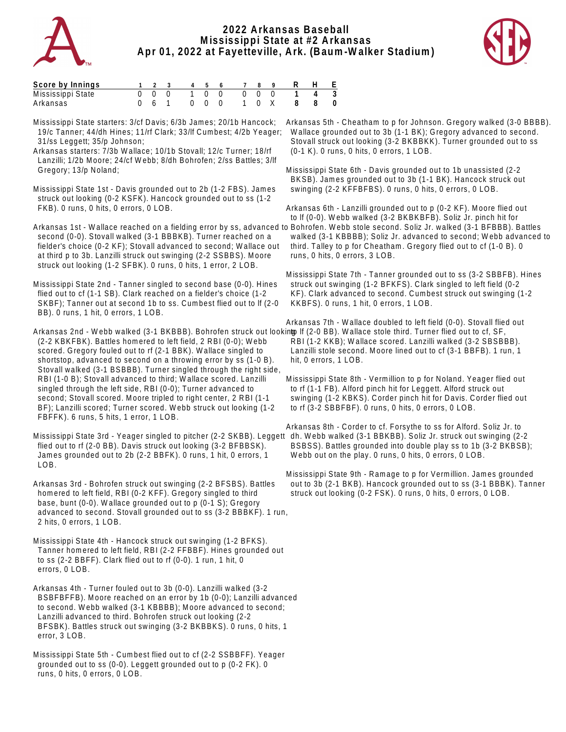# 2022 Arkansas Baseball
## Mississippi State at #2 Arkansas
## Apr 01, 2022 at Fayetteville, Ark. (Baum-Walker Stadium)

| Score by Innings | 1 | 2 | 3 | 4 | 5 | 6 | 7 | 8 | 9 | R | H | E |
|---|---|---|---|---|---|---|---|---|---|---|---|---|
| Mississippi State | 0 | 0 | 0 | 1 | 0 | 0 | 0 | 0 | 0 | 1 | 4 | 3 |
| Arkansas | 0 | 6 | 1 | 0 | 0 | 0 | 1 | 0 | X | 8 | 8 | 0 |

Mississippi State starters: 3/cf Davis; 6/3b James; 20/1b Hancock; 19/c Tanner; 44/dh Hines; 11/rf Clark; 33/lf Cumbest; 4/2b Yeager; 31/ss Leggett; 35/p Johnson;

Arkansas starters: 7/3b Wallace; 10/1b Stovall; 12/c Turner; 18/rf Lanzilli; 1/2b Moore; 24/cf Webb; 8/dh Bohrofen; 2/ss Battles; 3/lf Gregory; 13/p Noland;

Mississippi State 1st - Davis grounded out to 2b (1-2 FBS). James struck out looking (0-2 KSFK). Hancock grounded out to ss (1-2 FKB). 0 runs, 0 hits, 0 errors, 0 LOB.

Arkansas 1st - Wallace reached on a fielding error by ss, advanced to second (0-0). Stovall walked (3-1 BBBKB). Turner reached on a fielder's choice (0-2 KF); Stovall advanced to second; Wallace out at third p to 3b. Lanzilli struck out swinging (2-2 SSBBS). Moore struck out looking (1-2 SFBK). 0 runs, 0 hits, 1 error, 2 LOB.

Mississippi State 2nd - Tanner singled to second base (0-0). Hines flied out to cf (1-1 SB). Clark reached on a fielder's choice (1-2 SKBF); Tanner out at second 1b to ss. Cumbest flied out to lf (2-0 BB). 0 runs, 1 hit, 0 errors, 1 LOB.

Arkansas 2nd - Webb walked (3-1 BKBBB). Bohrofen struck out looking (2-2 KBKFBK). Battles homered to left field, 2 RBI (0-0); Webb scored. Gregory fouled out to rf (2-1 BBK). Wallace singled to shortstop, advanced to second on a throwing error by ss (1-0 B). Stovall walked (3-1 BSBBB). Turner singled through the right side, RBI (1-0 B); Stovall advanced to third; Wallace scored. Lanzilli singled through the left side, RBI (0-0); Turner advanced to second; Stovall scored. Moore tripled to right center, 2 RBI (1-1 BF); Lanzilli scored; Turner scored. Webb struck out looking (1-2 FBFFK). 6 runs, 5 hits, 1 error, 1 LOB.

Mississippi State 3rd - Yeager singled to pitcher (2-2 SKBB). Leggett flied out to rf (2-0 BB). Davis struck out looking (3-2 BFBBSK). James grounded out to 2b (2-2 BBFK). 0 runs, 1 hit, 0 errors, 1 LOB.

Arkansas 3rd - Bohrofen struck out swinging (2-2 BFSBS). Battles homered to left field, RBI (0-2 KFF). Gregory singled to third base, bunt (0-0). Wallace grounded out to p (0-1 S); Gregory advanced to second. Stovall grounded out to ss (3-2 BBBKF). 1 run, 2 hits, 0 errors, 1 LOB.

Mississippi State 4th - Hancock struck out swinging (1-2 BFKS). Tanner homered to left field, RBI (2-2 FFBBF). Hines grounded out to ss (2-2 BBFF). Clark flied out to rf (0-0). 1 run, 1 hit, 0 errors, 0 LOB.

Arkansas 4th - Turner fouled out to 3b (0-0). Lanzilli walked (3-2 BSBFBFFB). Moore reached on an error by 1b (0-0); Lanzilli advanced to second. Webb walked (3-1 KBBBB); Moore advanced to second; Lanzilli advanced to third. Bohrofen struck out looking (2-2 BFSBK). Battles struck out swinging (3-2 BKBBKS). 0 runs, 0 hits, 1 error, 3 LOB.

Mississippi State 5th - Cumbest flied out to cf (2-2 SSBBFF). Yeager grounded out to ss (0-0). Leggett grounded out to p (0-2 FK). 0 runs, 0 hits, 0 errors, 0 LOB.

Arkansas 5th - Cheatham to p for Johnson. Gregory walked (3-0 BBBB). Wallace grounded out to 3b (1-1 BK); Gregory advanced to second. Stovall struck out looking (3-2 BKBBKK). Turner grounded out to ss (0-1 K). 0 runs, 0 hits, 0 errors, 1 LOB.

Mississippi State 6th - Davis grounded out to 1b unassisted (2-2 BKSB). James grounded out to 3b (1-1 BK). Hancock struck out swinging (2-2 KFFBFBS). 0 runs, 0 hits, 0 errors, 0 LOB.

Arkansas 6th - Lanzilli grounded out to p (0-2 KF). Moore flied out to lf (0-0). Webb walked (3-2 BKBKBFB). Soliz Jr. pinch hit for Bohrofen. Webb stole second. Soliz Jr. walked (3-1 BFBBB). Battles walked (3-1 KBBBB); Soliz Jr. advanced to second; Webb advanced to third. Talley to p for Cheatham. Gregory flied out to cf (1-0 B). 0 runs, 0 hits, 0 errors, 3 LOB.

Mississippi State 7th - Tanner grounded out to ss (3-2 SBBFB). Hines struck out swinging (1-2 BFKFS). Clark singled to left field (0-2 KF). Clark advanced to second. Cumbest struck out swinging (1-2 KKBFS). 0 runs, 1 hit, 0 errors, 1 LOB.

Arkansas 7th - Wallace doubled to left field (0-0). Stovall flied out to lf (2-0 BB). Wallace stole third. Turner flied out to cf, SF, RBI (1-2 KKB); Wallace scored. Lanzilli walked (3-2 SBSBBB). Lanzilli stole second. Moore lined out to cf (3-1 BBFB). 1 run, 1 hit, 0 errors, 1 LOB.

Mississippi State 8th - Vermillion to p for Noland. Yeager flied out to rf (1-1 FB). Alford pinch hit for Leggett. Alford struck out swinging (1-2 KBKS). Corder pinch hit for Davis. Corder flied out to rf (3-2 SBBFBF). 0 runs, 0 hits, 0 errors, 0 LOB.

Arkansas 8th - Corder to cf. Forsythe to ss for Alford. Soliz Jr. to dh. Webb walked (3-1 BBKBB). Soliz Jr. struck out swinging (2-2 BSBSS). Battles grounded into double play ss to 1b (3-2 BKBSB); Webb out on the play. 0 runs, 0 hits, 0 errors, 0 LOB.

Mississippi State 9th - Ramage to p for Vermillion. James grounded out to 3b (2-1 BKB). Hancock grounded out to ss (3-1 BBBK). Tanner struck out looking (0-2 FSK). 0 runs, 0 hits, 0 errors, 0 LOB.